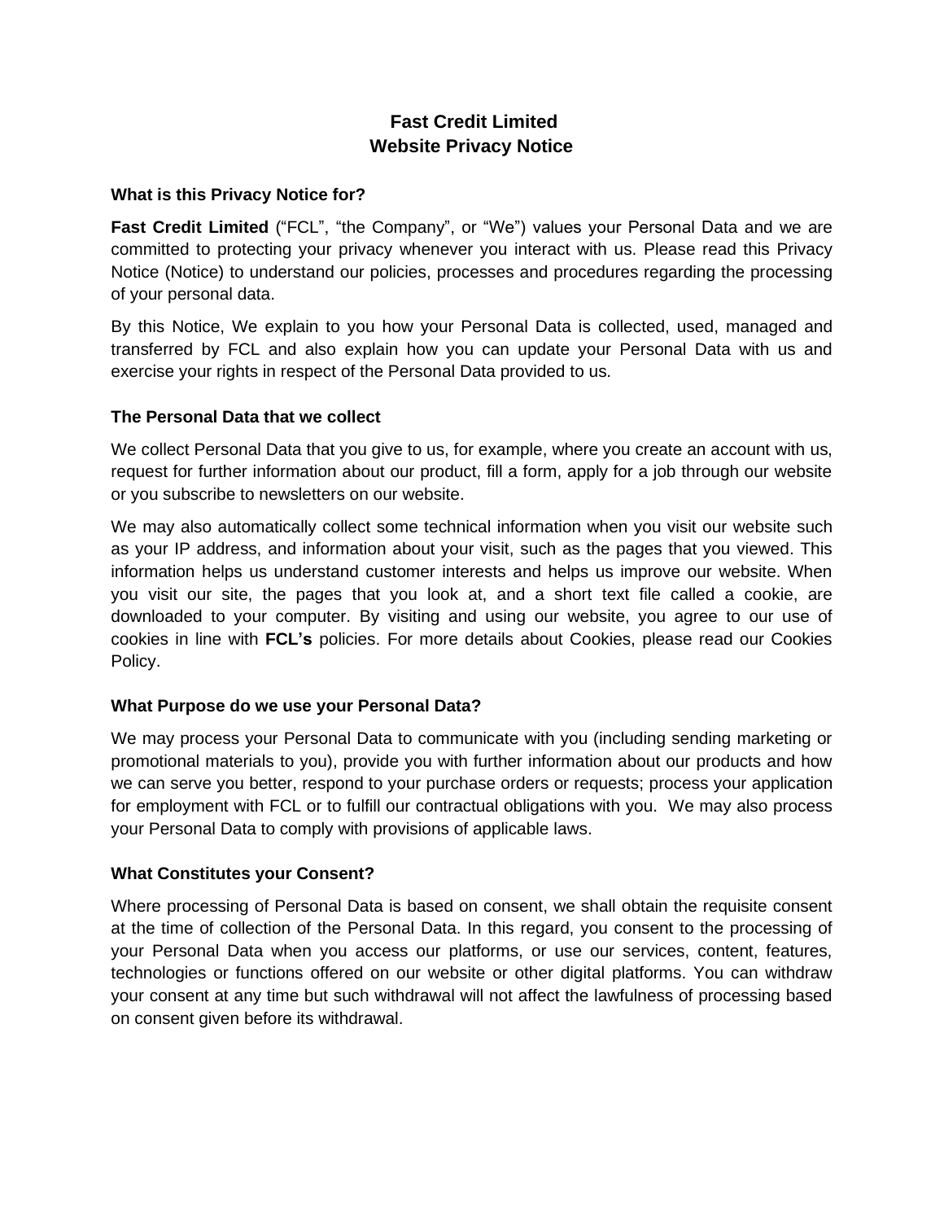# Fast Credit Limited
# Website Privacy Notice

### What is this Privacy Notice for?

**Fast Credit Limited** ("FCL", "the Company", or "We") values your Personal Data and we are committed to protecting your privacy whenever you interact with us. Please read this Privacy Notice (Notice) to understand our policies, processes and procedures regarding the processing of your personal data.

By this Notice, We explain to you how your Personal Data is collected, used, managed and transferred by FCL and also explain how you can update your Personal Data with us and exercise your rights in respect of the Personal Data provided to us.

### The Personal Data that we collect

We collect Personal Data that you give to us, for example, where you create an account with us, request for further information about our product, fill a form, apply for a job through our website or you subscribe to newsletters on our website.

We may also automatically collect some technical information when you visit our website such as your IP address, and information about your visit, such as the pages that you viewed. This information helps us understand customer interests and helps us improve our website. When you visit our site, the pages that you look at, and a short text file called a cookie, are downloaded to your computer. By visiting and using our website, you agree to our use of cookies in line with **FCL's** policies. For more details about Cookies, please read our Cookies Policy.

### What Purpose do we use your Personal Data?

We may process your Personal Data to communicate with you (including sending marketing or promotional materials to you), provide you with further information about our products and how we can serve you better, respond to your purchase orders or requests; process your application for employment with FCL or to fulfill our contractual obligations with you. We may also process your Personal Data to comply with provisions of applicable laws.

### What Constitutes your Consent?

Where processing of Personal Data is based on consent, we shall obtain the requisite consent at the time of collection of the Personal Data. In this regard, you consent to the processing of your Personal Data when you access our platforms, or use our services, content, features, technologies or functions offered on our website or other digital platforms. You can withdraw your consent at any time but such withdrawal will not affect the lawfulness of processing based on consent given before its withdrawal.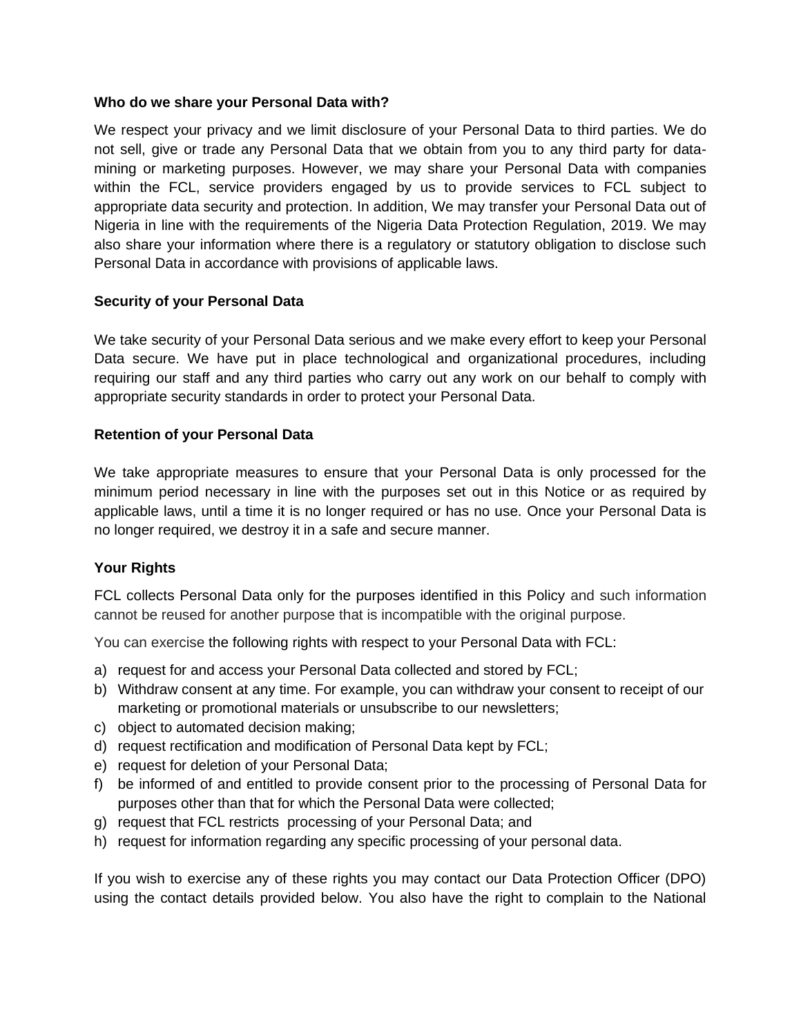**Who do we share your Personal Data with?**

We respect your privacy and we limit disclosure of your Personal Data to third parties. We do not sell, give or trade any Personal Data that we obtain from you to any third party for data-mining or marketing purposes. However, we may share your Personal Data with companies within the FCL, service providers engaged by us to provide services to FCL subject to appropriate data security and protection. In addition, We may transfer your Personal Data out of Nigeria in line with the requirements of the Nigeria Data Protection Regulation, 2019. We may also share your information where there is a regulatory or statutory obligation to disclose such Personal Data in accordance with provisions of applicable laws.

**Security of your Personal Data**

We take security of your Personal Data serious and we make every effort to keep your Personal Data secure. We have put in place technological and organizational procedures, including requiring our staff and any third parties who carry out any work on our behalf to comply with appropriate security standards in order to protect your Personal Data.

**Retention of your Personal Data**

We take appropriate measures to ensure that your Personal Data is only processed for the minimum period necessary in line with the purposes set out in this Notice or as required by applicable laws, until a time it is no longer required or has no use. Once your Personal Data is no longer required, we destroy it in a safe and secure manner.

**Your Rights**

FCL collects Personal Data only for the purposes identified in this Policy and such information cannot be reused for another purpose that is incompatible with the original purpose.

You can exercise the following rights with respect to your Personal Data with FCL:

a) request for and access your Personal Data collected and stored by FCL;
b) Withdraw consent at any time. For example, you can withdraw your consent to receipt of our marketing or promotional materials or unsubscribe to our newsletters;
c) object to automated decision making;
d) request rectification and modification of Personal Data kept by FCL;
e) request for deletion of your Personal Data;
f) be informed of and entitled to provide consent prior to the processing of Personal Data for purposes other than that for which the Personal Data were collected;
g) request that FCL restricts processing of your Personal Data; and
h) request for information regarding any specific processing of your personal data.

If you wish to exercise any of these rights you may contact our Data Protection Officer (DPO) using the contact details provided below. You also have the right to complain to the National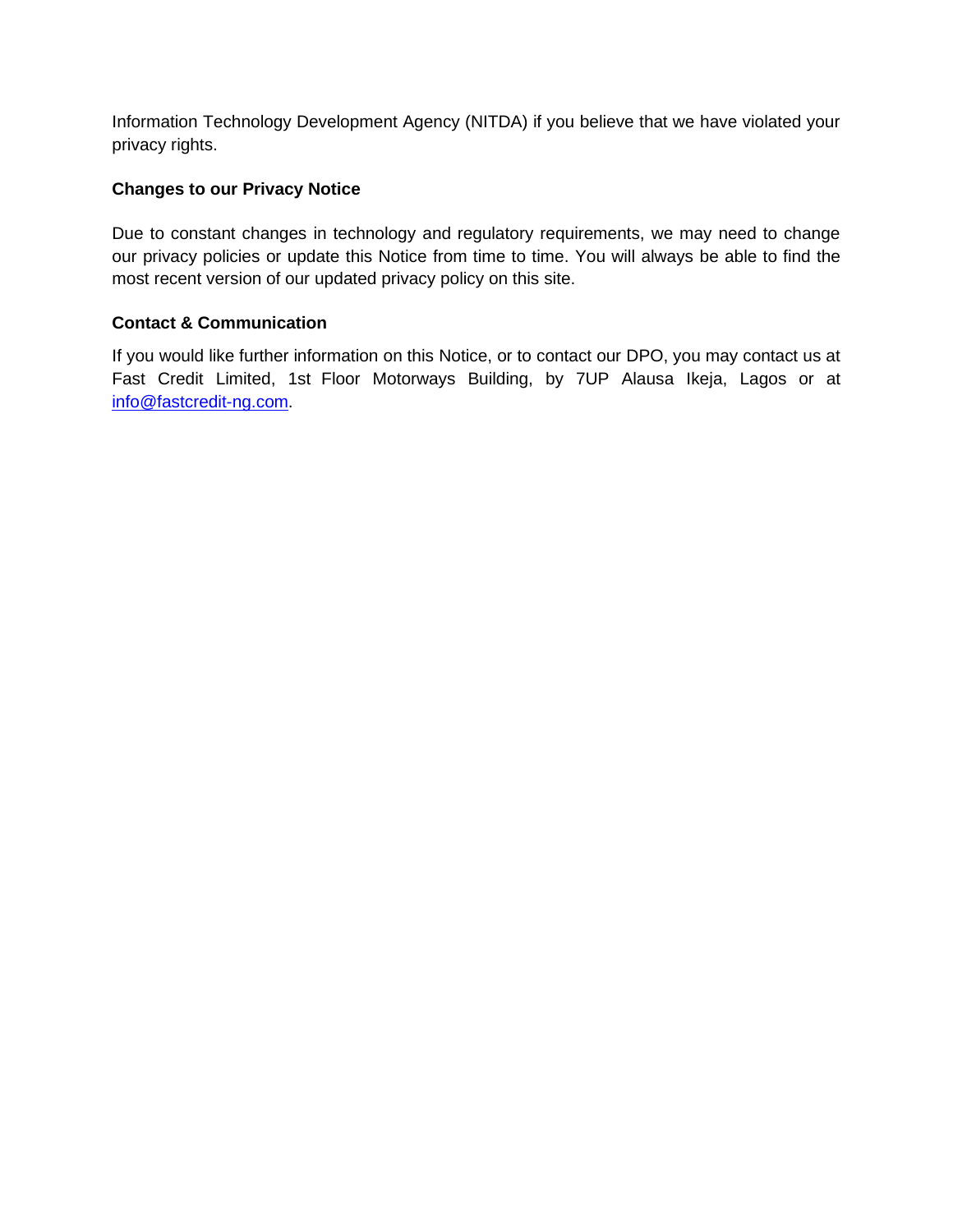Information Technology Development Agency (NITDA) if you believe that we have violated your privacy rights.

**Changes to our Privacy Notice**

Due to constant changes in technology and regulatory requirements, we may need to change our privacy policies or update this Notice from time to time. You will always be able to find the most recent version of our updated privacy policy on this site.

**Contact & Communication**

If you would like further information on this Notice, or to contact our DPO, you may contact us at Fast Credit Limited, 1st Floor Motorways Building, by 7UP Alausa Ikeja, Lagos or at info@fastcredit-ng.com.